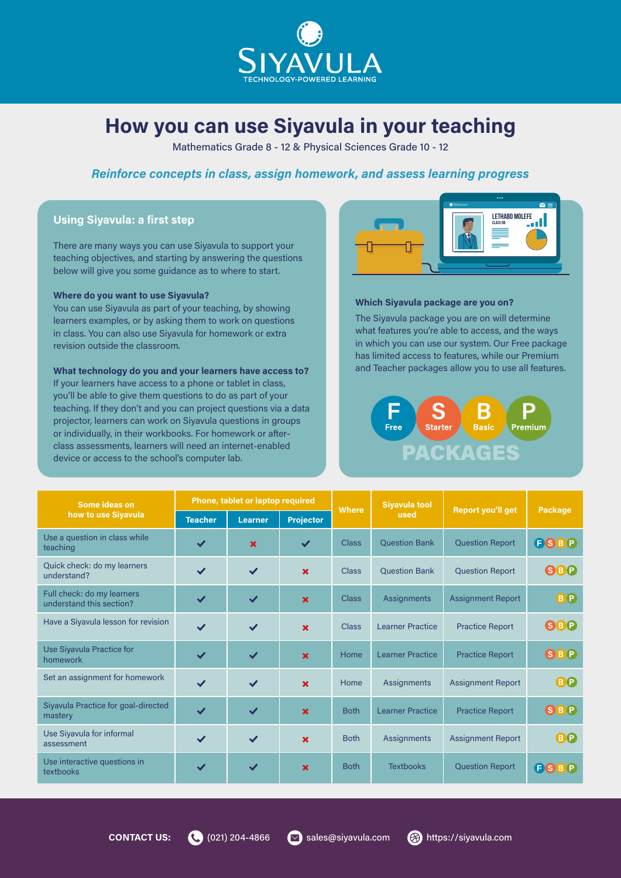# SIYAVULA

TECHNOLOGY-POWERED LEARNING

# How you can use Siyavula in your teaching

Mathematics Grade 8 - 12 & Physical Sciences Grade 10 - 12

*Reinforce concepts in class, assign homework, and assess learning progress*

## Using Siyavula: a first step

There are many ways you can use Siyavula to support your teaching objectives, and starting by answering the questions below will give you some guidance as to where to start.

**Where do you want to use Siyavula?**
You can use Siyavula as part of your teaching, by showing learners examples, or by asking them to work on questions in class. You can also use Siyavula for homework or extra revision outside the classroom.

**What technology do you and your learners have access to?**
If your learners have access to a phone or tablet in class, you'll be able to give them questions to do as part of your teaching. If they don't and you can project questions via a data projector, learners can work on Siyavula questions in groups or individually, in their workbooks. For homework or after-class assessments, learners will need an internet-enabled device or access to the school's computer lab.

**Which Siyavula package are you on?**
The Siyavula package you are on will determine what features you're able to access, and the ways in which you can use our system. Our Free package has limited access to features, while our Premium and Teacher packages allow you to use all features.

**F** Free | **S** Starter | **B** Basic | **P** Premium

PACKAGES

| Some ideas on how to use Siyavula | Phone, tablet or laptop required | | | Where | Siyavula tool used | Report you'll get | Package |
|---|---|---|---|---|---|---|---|
| | Teacher | Learner | Projector | | | | |
| Use a question in class while teaching | ✓ | ✗ | ✓ | Class | Question Bank | Question Report | F S B P |
| Quick check: do my learners understand? | ✓ | ✓ | ✗ | Class | Question Bank | Question Report | S B P |
| Full check: do my learners understand this section? | ✓ | ✓ | ✗ | Class | Assignments | Assignment Report | B P |
| Have a Siyavula lesson for revision | ✓ | ✓ | ✗ | Class | Learner Practice | Practice Report | S B P |
| Use Siyavula Practice for homework | ✓ | ✓ | ✗ | Home | Learner Practice | Practice Report | S B P |
| Set an assignment for homework | ✓ | ✓ | ✗ | Home | Assignments | Assignment Report | B P |
| Siyavula Practice for goal-directed mastery | ✓ | ✓ | ✗ | Both | Learner Practice | Practice Report | S B P |
| Use Siyavula for informal assessment | ✓ | ✓ | ✗ | Both | Assignments | Assignment Report | B P |
| Use interactive questions in textbooks | ✓ | ✓ | ✗ | Both | Textbooks | Question Report | F S B P |

**CONTACT US:** (021) 204-4866 | sales@siyavula.com | https://siyavula.com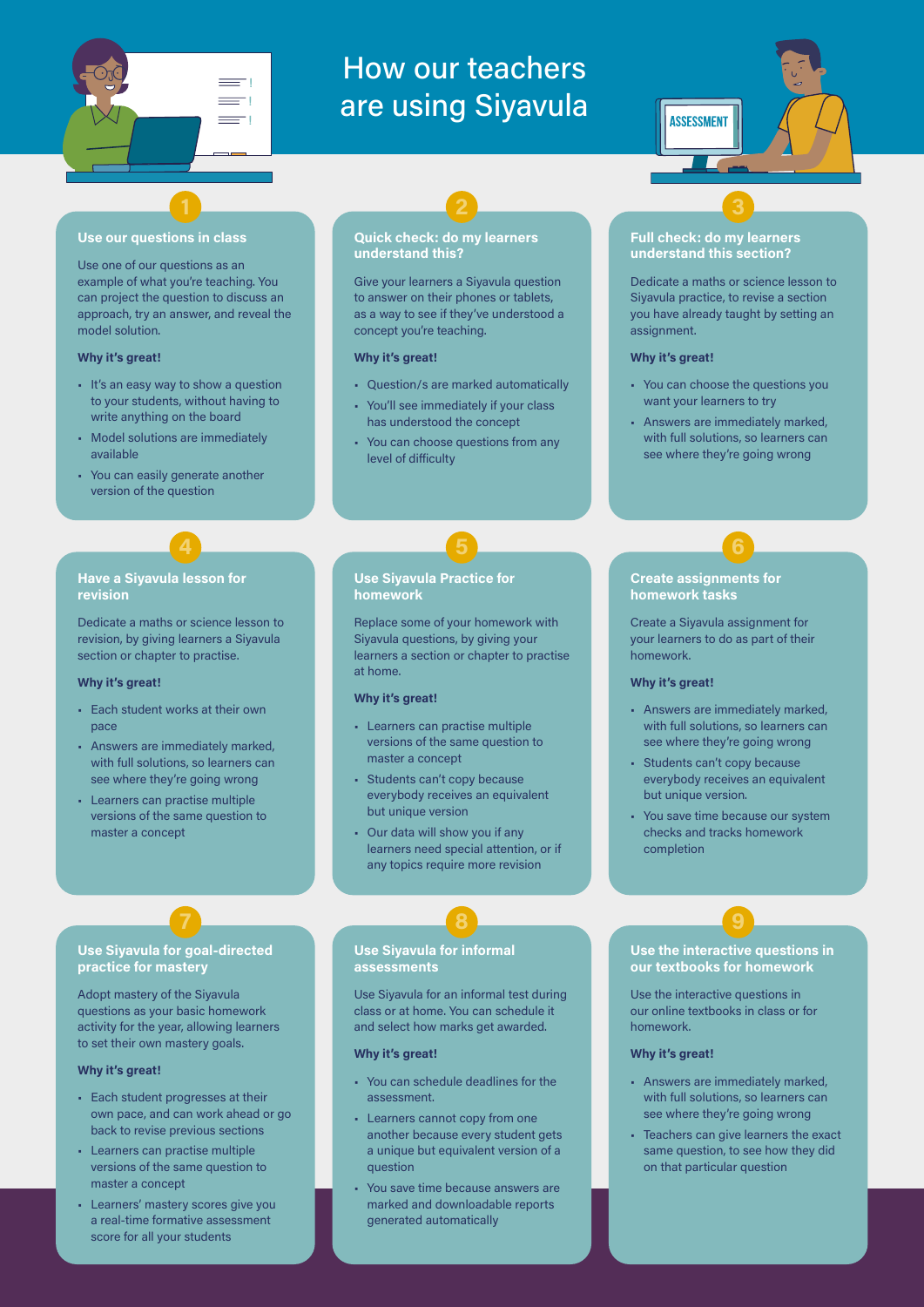# How our teachers are using Siyavula

## 1. Use our questions in class

Use one of our questions as an example of what you're teaching. You can project the question to discuss an approach, try an answer, and reveal the model solution.

**Why it's great!**

- It's an easy way to show a question to your students, without having to write anything on the board
- Model solutions are immediately available
- You can easily generate another version of the question

## 2. Quick check: do my learners understand this?

Give your learners a Siyavula question to answer on their phones or tablets, as a way to see if they've understood a concept you're teaching.

**Why it's great!**

- Question/s are marked automatically
- You'll see immediately if your class has understood the concept
- You can choose questions from any level of difficulty

## 3. Full check: do my learners understand this section?

Dedicate a maths or science lesson to Siyavula practice, to revise a section you have already taught by setting an assignment.

**Why it's great!**

- You can choose the questions you want your learners to try
- Answers are immediately marked, with full solutions, so learners can see where they're going wrong

## 4. Have a Siyavula lesson for revision

Dedicate a maths or science lesson to revision, by giving learners a Siyavula section or chapter to practise.

**Why it's great!**

- Each student works at their own pace
- Answers are immediately marked, with full solutions, so learners can see where they're going wrong
- Learners can practise multiple versions of the same question to master a concept

## 5. Use Siyavula Practice for homework

Replace some of your homework with Siyavula questions, by giving your learners a section or chapter to practise at home.

**Why it's great!**

- Learners can practise multiple versions of the same question to master a concept
- Students can't copy because everybody receives an equivalent but unique version
- Our data will show you if any learners need special attention, or if any topics require more revision

## 6. Create assignments for homework tasks

Create a Siyavula assignment for your learners to do as part of their homework.

**Why it's great!**

- Answers are immediately marked, with full solutions, so learners can see where they're going wrong
- Students can't copy because everybody receives an equivalent but unique version.
- You save time because our system checks and tracks homework completion

## 7. Use Siyavula for goal-directed practice for mastery

Adopt mastery of the Siyavula questions as your basic homework activity for the year, allowing learners to set their own mastery goals.

**Why it's great!**

- Each student progresses at their own pace, and can work ahead or go back to revise previous sections
- Learners can practise multiple versions of the same question to master a concept
- Learners' mastery scores give you a real-time formative assessment score for all your students

## 8. Use Siyavula for informal assessments

Use Siyavula for an informal test during class or at home. You can schedule it and select how marks get awarded.

**Why it's great!**

- You can schedule deadlines for the assessment.
- Learners cannot copy from one another because every student gets a unique but equivalent version of a question
- You save time because answers are marked and downloadable reports generated automatically

## 9. Use the interactive questions in our textbooks for homework

Use the interactive questions in our online textbooks in class or for homework.

**Why it's great!**

- Answers are immediately marked, with full solutions, so learners can see where they're going wrong
- Teachers can give learners the exact same question, to see how they did on that particular question